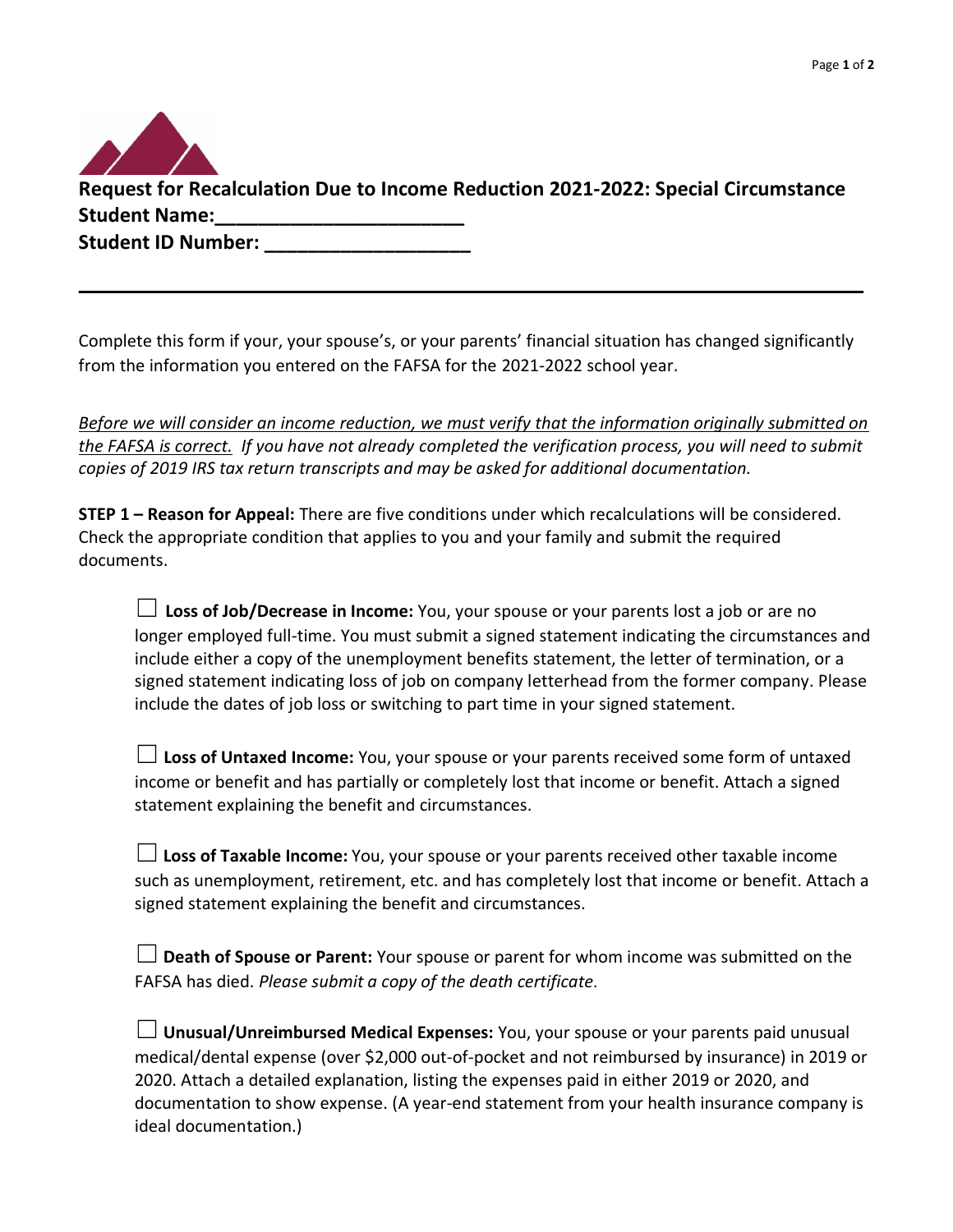# Request for Recalculation Due to Income Reduction 2021-2022: Special Circumstance

**Student Name:______________________**

**Student ID Number: __________________**

---

Complete this form if your, your spouse's, or your parents' financial situation has changed significantly from the information you entered on the FAFSA for the 2021-2022 school year.

*Before we will consider an income reduction, we must verify that the information originally submitted on the FAFSA is correct. If you have not already completed the verification process, you will need to submit copies of 2019 IRS tax return transcripts and may be asked for additional documentation.*

**STEP 1 – Reason for Appeal:** There are five conditions under which recalculations will be considered. Check the appropriate condition that applies to you and your family and submit the required documents.

☐ **Loss of Job/Decrease in Income:** You, your spouse or your parents lost a job or are no longer employed full-time. You must submit a signed statement indicating the circumstances and include either a copy of the unemployment benefits statement, the letter of termination, or a signed statement indicating loss of job on company letterhead from the former company. Please include the dates of job loss or switching to part time in your signed statement.

☐ **Loss of Untaxed Income:** You, your spouse or your parents received some form of untaxed income or benefit and has partially or completely lost that income or benefit. Attach a signed statement explaining the benefit and circumstances.

☐ **Loss of Taxable Income:** You, your spouse or your parents received other taxable income such as unemployment, retirement, etc. and has completely lost that income or benefit. Attach a signed statement explaining the benefit and circumstances.

☐ **Death of Spouse or Parent:** Your spouse or parent for whom income was submitted on the FAFSA has died. *Please submit a copy of the death certificate.*

☐ **Unusual/Unreimbursed Medical Expenses:** You, your spouse or your parents paid unusual medical/dental expense (over $2,000 out-of-pocket and not reimbursed by insurance) in 2019 or 2020. Attach a detailed explanation, listing the expenses paid in either 2019 or 2020, and documentation to show expense. (A year-end statement from your health insurance company is ideal documentation.)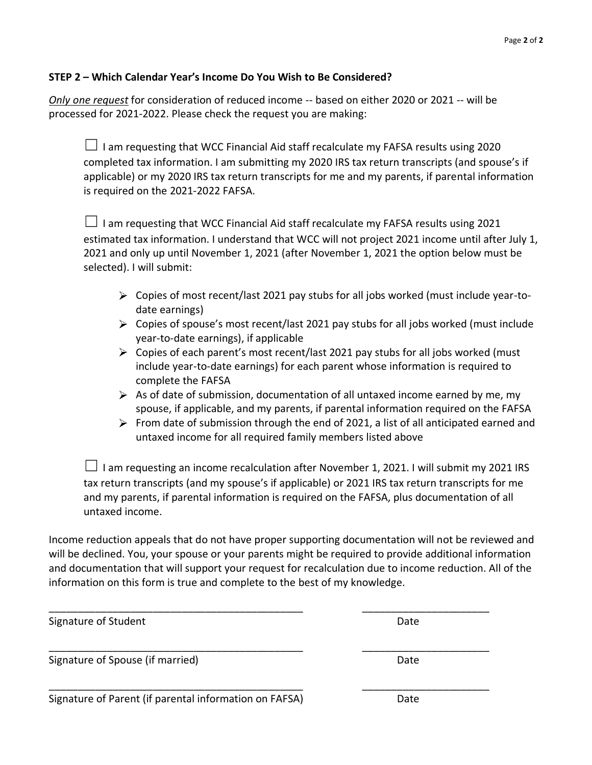**STEP 2 – Which Calendar Year's Income Do You Wish to Be Considered?**

*Only one request* for consideration of reduced income -- based on either 2020 or 2021 -- will be processed for 2021-2022. Please check the request you are making:

☐ I am requesting that WCC Financial Aid staff recalculate my FAFSA results using 2020 completed tax information. I am submitting my 2020 IRS tax return transcripts (and spouse's if applicable) or my 2020 IRS tax return transcripts for me and my parents, if parental information is required on the 2021-2022 FAFSA.

☐ I am requesting that WCC Financial Aid staff recalculate my FAFSA results using 2021 estimated tax information. I understand that WCC will not project 2021 income until after July 1, 2021 and only up until November 1, 2021 (after November 1, 2021 the option below must be selected). I will submit:

- Copies of most recent/last 2021 pay stubs for all jobs worked (must include year-to-date earnings)
- Copies of spouse's most recent/last 2021 pay stubs for all jobs worked (must include year-to-date earnings), if applicable
- Copies of each parent's most recent/last 2021 pay stubs for all jobs worked (must include year-to-date earnings) for each parent whose information is required to complete the FAFSA
- As of date of submission, documentation of all untaxed income earned by me, my spouse, if applicable, and my parents, if parental information required on the FAFSA
- From date of submission through the end of 2021, a list of all anticipated earned and untaxed income for all required family members listed above

☐ I am requesting an income recalculation after November 1, 2021. I will submit my 2021 IRS tax return transcripts (and my spouse's if applicable) or 2021 IRS tax return transcripts for me and my parents, if parental information is required on the FAFSA, plus documentation of all untaxed income.

Income reduction appeals that do not have proper supporting documentation will not be reviewed and will be declined. You, your spouse or your parents might be required to provide additional information and documentation that will support your request for recalculation due to income reduction. All of the information on this form is true and complete to the best of my knowledge.

_____________________________________________ ______________________

Signature of Student Date

_____________________________________________ ______________________

Signature of Spouse (if married) Date

_____________________________________________ ______________________

Signature of Parent (if parental information on FAFSA) Date